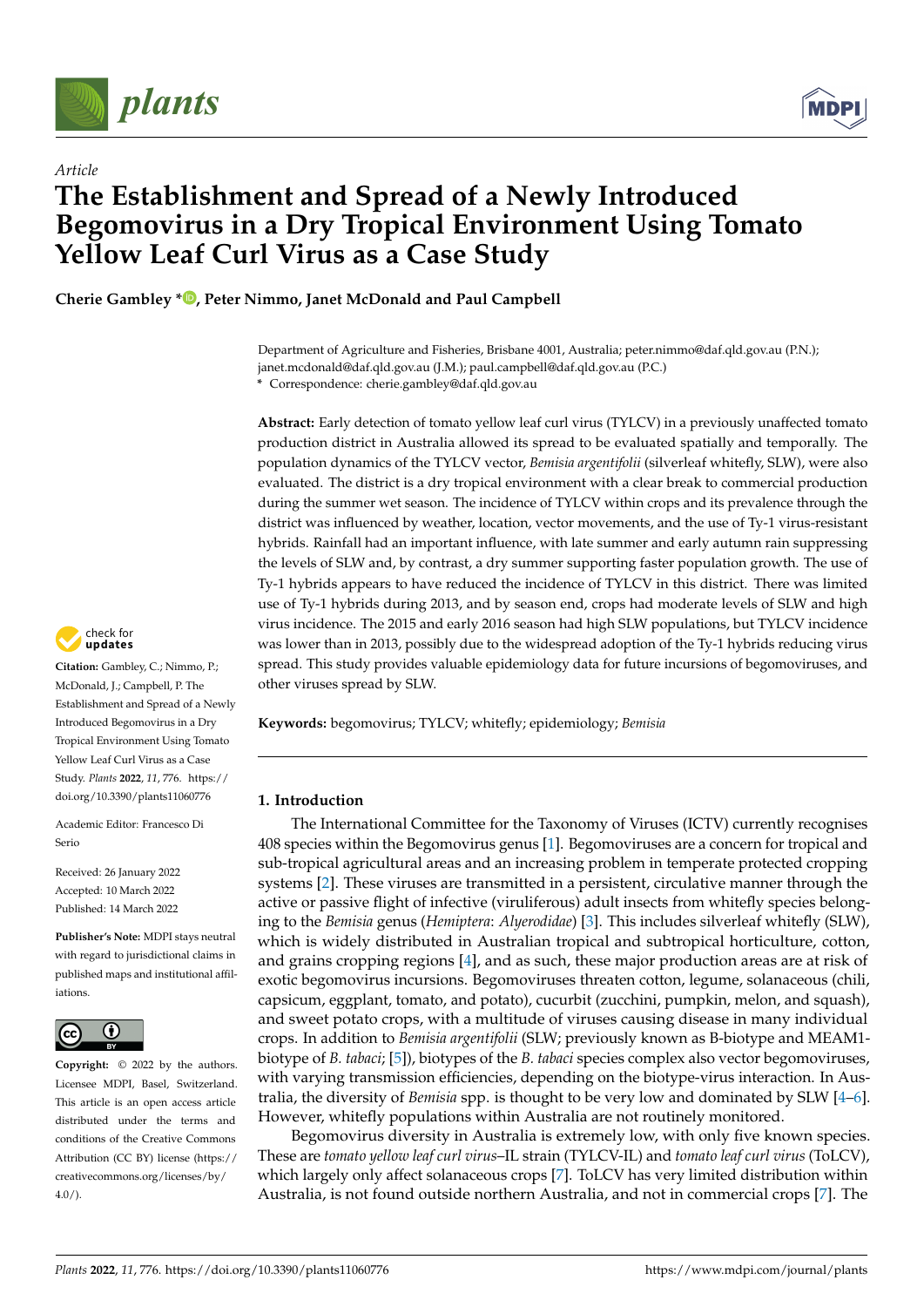*Article*

# The Establishment and Spread of a Newly Introduced Begomovirus in a Dry Tropical Environment Using Tomato Yellow Leaf Curl Virus as a Case Study

**Cherie Gambley \*, Peter Nimmo, Janet McDonald and Paul Campbell**

Department of Agriculture and Fisheries, Brisbane 4001, Australia; peter.nimmo@daf.qld.gov.au (P.N.); janet.mcdonald@daf.qld.gov.au (J.M.); paul.campbell@daf.qld.gov.au (P.C.)
\* Correspondence: cherie.gambley@daf.qld.gov.au

**Abstract:** Early detection of tomato yellow leaf curl virus (TYLCV) in a previously unaffected tomato production district in Australia allowed its spread to be evaluated spatially and temporally. The population dynamics of the TYLCV vector, *Bemisia argentifolii* (silverleaf whitefly, SLW), were also evaluated. The district is a dry tropical environment with a clear break to commercial production during the summer wet season. The incidence of TYLCV within crops and its prevalence through the district was influenced by weather, location, vector movements, and the use of Ty-1 virus-resistant hybrids. Rainfall had an important influence, with late summer and early autumn rain suppressing the levels of SLW and, by contrast, a dry summer supporting faster population growth. The use of Ty-1 hybrids appears to have reduced the incidence of TYLCV in this district. There was limited use of Ty-1 hybrids during 2013, and by season end, crops had moderate levels of SLW and high virus incidence. The 2015 and early 2016 season had high SLW populations, but TYLCV incidence was lower than in 2013, possibly due to the widespread adoption of the Ty-1 hybrids reducing virus spread. This study provides valuable epidemiology data for future incursions of begomoviruses, and other viruses spread by SLW.

**Keywords:** begomovirus; TYLCV; whitefly; epidemiology; *Bemisia*

**Citation:** Gambley, C.; Nimmo, P.; McDonald, J.; Campbell, P. The Establishment and Spread of a Newly Introduced Begomovirus in a Dry Tropical Environment Using Tomato Yellow Leaf Curl Virus as a Case Study. *Plants* **2022**, *11*, 776. https://doi.org/10.3390/plants11060776

Academic Editor: Francesco Di Serio

Received: 26 January 2022
Accepted: 10 March 2022
Published: 14 March 2022

**Publisher's Note:** MDPI stays neutral with regard to jurisdictional claims in published maps and institutional affiliations.

**Copyright:** © 2022 by the authors. Licensee MDPI, Basel, Switzerland. This article is an open access article distributed under the terms and conditions of the Creative Commons Attribution (CC BY) license (https://creativecommons.org/licenses/by/4.0/).

## 1. Introduction

The International Committee for the Taxonomy of Viruses (ICTV) currently recognises 408 species within the Begomovirus genus [1]. Begomoviruses are a concern for tropical and sub-tropical agricultural areas and an increasing problem in temperate protected cropping systems [2]. These viruses are transmitted in a persistent, circulative manner through the active or passive flight of infective (viruliferous) adult insects from whitefly species belonging to the *Bemisia* genus (*Hemiptera*: *Alyerodidae*) [3]. This includes silverleaf whitefly (SLW), which is widely distributed in Australian tropical and subtropical horticulture, cotton, and grains cropping regions [4], and as such, these major production areas are at risk of exotic begomovirus incursions. Begomoviruses threaten cotton, legume, solanaceous (chili, capsicum, eggplant, tomato, and potato), cucurbit (zucchini, pumpkin, melon, and squash), and sweet potato crops, with a multitude of viruses causing disease in many individual crops. In addition to *Bemisia argentifolii* (SLW; previously known as B-biotype and MEAM1-biotype of *B. tabaci*; [5]), biotypes of the *B. tabaci* species complex also vector begomoviruses, with varying transmission efficiencies, depending on the biotype-virus interaction. In Australia, the diversity of *Bemisia* spp. is thought to be very low and dominated by SLW [4–6]. However, whitefly populations within Australia are not routinely monitored.

Begomovirus diversity in Australia is extremely low, with only five known species. These are *tomato yellow leaf curl virus*–IL strain (TYLCV-IL) and *tomato leaf curl virus* (ToLCV), which largely only affect solanaceous crops [7]. ToLCV has very limited distribution within Australia, is not found outside northern Australia, and not in commercial crops [7]. The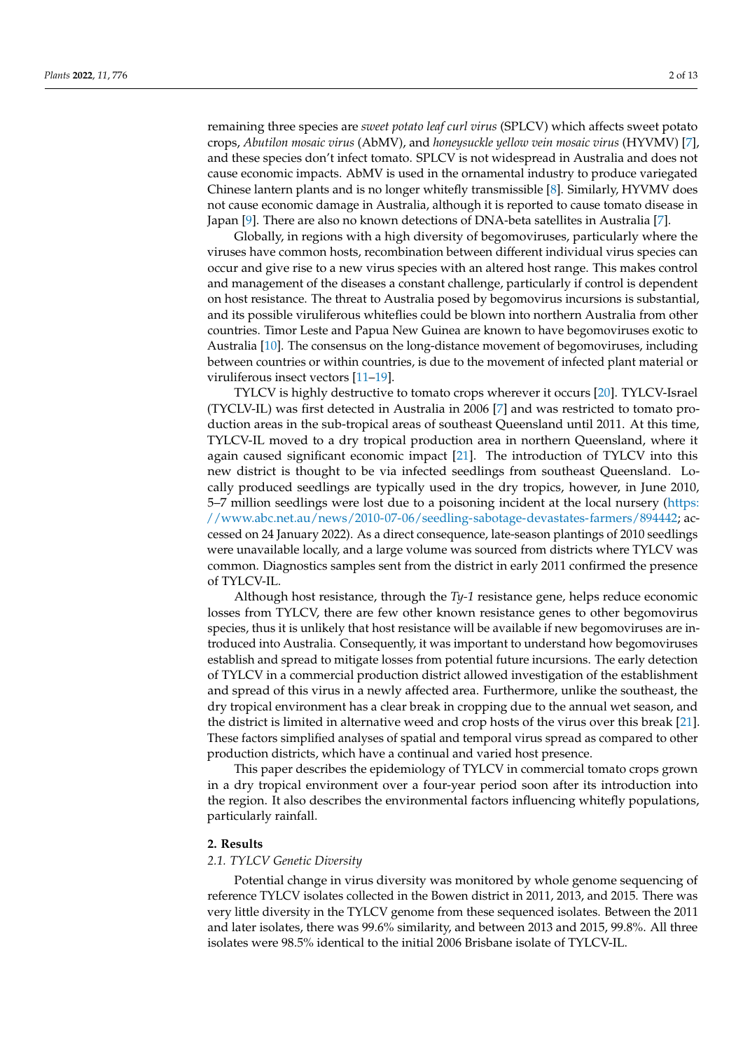remaining three species are *sweet potato leaf curl virus* (SPLCV) which affects sweet potato crops, *Abutilon mosaic virus* (AbMV), and *honeysuckle yellow vein mosaic virus* (HYVMV) [7], and these species don't infect tomato. SPLCV is not widespread in Australia and does not cause economic impacts. AbMV is used in the ornamental industry to produce variegated Chinese lantern plants and is no longer whitefly transmissible [8]. Similarly, HYVMV does not cause economic damage in Australia, although it is reported to cause tomato disease in Japan [9]. There are also no known detections of DNA-beta satellites in Australia [7].

Globally, in regions with a high diversity of begomoviruses, particularly where the viruses have common hosts, recombination between different individual virus species can occur and give rise to a new virus species with an altered host range. This makes control and management of the diseases a constant challenge, particularly if control is dependent on host resistance. The threat to Australia posed by begomovirus incursions is substantial, and its possible viruliferous whiteflies could be blown into northern Australia from other countries. Timor Leste and Papua New Guinea are known to have begomoviruses exotic to Australia [10]. The consensus on the long-distance movement of begomoviruses, including between countries or within countries, is due to the movement of infected plant material or viruliferous insect vectors [11–19].

TYLCV is highly destructive to tomato crops wherever it occurs [20]. TYLCV-Israel (TYCLV-IL) was first detected in Australia in 2006 [7] and was restricted to tomato production areas in the sub-tropical areas of southeast Queensland until 2011. At this time, TYLCV-IL moved to a dry tropical production area in northern Queensland, where it again caused significant economic impact [21]. The introduction of TYLCV into this new district is thought to be via infected seedlings from southeast Queensland. Locally produced seedlings are typically used in the dry tropics, however, in June 2010, 5–7 million seedlings were lost due to a poisoning incident at the local nursery (https://www.abc.net.au/news/2010-07-06/seedling-sabotage-devastates-farmers/894442; accessed on 24 January 2022). As a direct consequence, late-season plantings of 2010 seedlings were unavailable locally, and a large volume was sourced from districts where TYLCV was common. Diagnostics samples sent from the district in early 2011 confirmed the presence of TYLCV-IL.

Although host resistance, through the *Ty-1* resistance gene, helps reduce economic losses from TYLCV, there are few other known resistance genes to other begomovirus species, thus it is unlikely that host resistance will be available if new begomoviruses are introduced into Australia. Consequently, it was important to understand how begomoviruses establish and spread to mitigate losses from potential future incursions. The early detection of TYLCV in a commercial production district allowed investigation of the establishment and spread of this virus in a newly affected area. Furthermore, unlike the southeast, the dry tropical environment has a clear break in cropping due to the annual wet season, and the district is limited in alternative weed and crop hosts of the virus over this break [21]. These factors simplified analyses of spatial and temporal virus spread as compared to other production districts, which have a continual and varied host presence.

This paper describes the epidemiology of TYLCV in commercial tomato crops grown in a dry tropical environment over a four-year period soon after its introduction into the region. It also describes the environmental factors influencing whitefly populations, particularly rainfall.

## 2. Results

### 2.1. TYLCV Genetic Diversity

Potential change in virus diversity was monitored by whole genome sequencing of reference TYLCV isolates collected in the Bowen district in 2011, 2013, and 2015. There was very little diversity in the TYLCV genome from these sequenced isolates. Between the 2011 and later isolates, there was 99.6% similarity, and between 2013 and 2015, 99.8%. All three isolates were 98.5% identical to the initial 2006 Brisbane isolate of TYLCV-IL.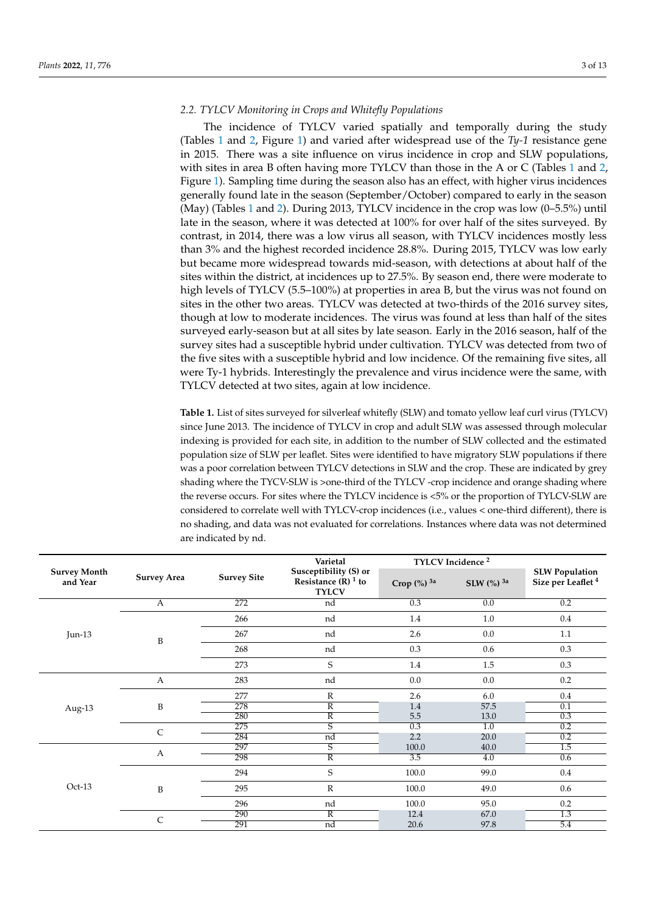### 2.2. TYLCV Monitoring in Crops and Whitefly Populations

The incidence of TYLCV varied spatially and temporally during the study (Tables 1 and 2, Figure 1) and varied after widespread use of the *Ty-1* resistance gene in 2015. There was a site influence on virus incidence in crop and SLW populations, with sites in area B often having more TYLCV than those in the A or C (Tables 1 and 2, Figure 1). Sampling time during the season also has an effect, with higher virus incidences generally found late in the season (September/October) compared to early in the season (May) (Tables 1 and 2). During 2013, TYLCV incidence in the crop was low (0–5.5%) until late in the season, where it was detected at 100% for over half of the sites surveyed. By contrast, in 2014, there was a low virus all season, with TYLCV incidences mostly less than 3% and the highest recorded incidence 28.8%. During 2015, TYLCV was low early but became more widespread towards mid-season, with detections at about half of the sites within the district, at incidences up to 27.5%. By season end, there were moderate to high levels of TYLCV (5.5–100%) at properties in area B, but the virus was not found on sites in the other two areas. TYLCV was detected at two-thirds of the 2016 survey sites, though at low to moderate incidences. The virus was found at less than half of the sites surveyed early-season but at all sites by late season. Early in the 2016 season, half of the survey sites had a susceptible hybrid under cultivation. TYLCV was detected from two of the five sites with a susceptible hybrid and low incidence. Of the remaining five sites, all were Ty-1 hybrids. Interestingly the prevalence and virus incidence were the same, with TYLCV detected at two sites, again at low incidence.

**Table 1.** List of sites surveyed for silverleaf whitefly (SLW) and tomato yellow leaf curl virus (TYLCV) since June 2013. The incidence of TYLCV in crop and adult SLW was assessed through molecular indexing is provided for each site, in addition to the number of SLW collected and the estimated population size of SLW per leaflet. Sites were identified to have migratory SLW populations if there was a poor correlation between TYLCV detections in SLW and the crop. These are indicated by grey shading where the TYCV-SLW is >one-third of the TYLCV -crop incidence and orange shading where the reverse occurs. For sites where the TYLCV incidence is <5% or the proportion of TYLCV-SLW are considered to correlate well with TYLCV-crop incidences (i.e., values < one-third different), there is no shading, and data was not evaluated for correlations. Instances where data was not determined are indicated by nd.

| Survey Month and Year | Survey Area | Survey Site | Varietal Susceptibility (S) or Resistance (R) [1] to TYLCV | TYLCV Incidence [2] | | SLW Population Size per Leaflet [4] |
|---|---|---|---|---|---|---|
| | | | | Crop (%) [3a] | SLW (%) [3a] | |
| Jun-13 | A | 272 | nd | 0.3 | 0.0 | 0.2 |
| | B | 266 | nd | 1.4 | 1.0 | 0.4 |
| | | 267 | nd | 2.6 | 0.0 | 1.1 |
| | | 268 | nd | 0.3 | 0.6 | 0.3 |
| | | 273 | S | 1.4 | 1.5 | 0.3 |
| Aug-13 | A | 283 | nd | 0.0 | 0.0 | 0.2 |
| | B | 277 | R | 2.6 | 6.0 | 0.4 |
| | | 278 | R | 1.4 | 57.5 | 0.1 |
| | | 280 | R | 5.5 | 13.0 | 0.3 |
| | C | 275 | S | 0.3 | 1.0 | 0.2 |
| | | 284 | nd | 2.2 | 20.0 | 0.2 |
| Oct-13 | A | 297 | S | 100.0 | 40.0 | 1.5 |
| | | 298 | R | 3.5 | 4.0 | 0.6 |
| | B | 294 | S | 100.0 | 99.0 | 0.4 |
| | | 295 | R | 100.0 | 49.0 | 0.6 |
| | | 296 | nd | 100.0 | 95.0 | 0.2 |
| | C | 290 | R | 12.4 | 67.0 | 1.3 |
| | | 291 | nd | 20.6 | 97.8 | 5.4 |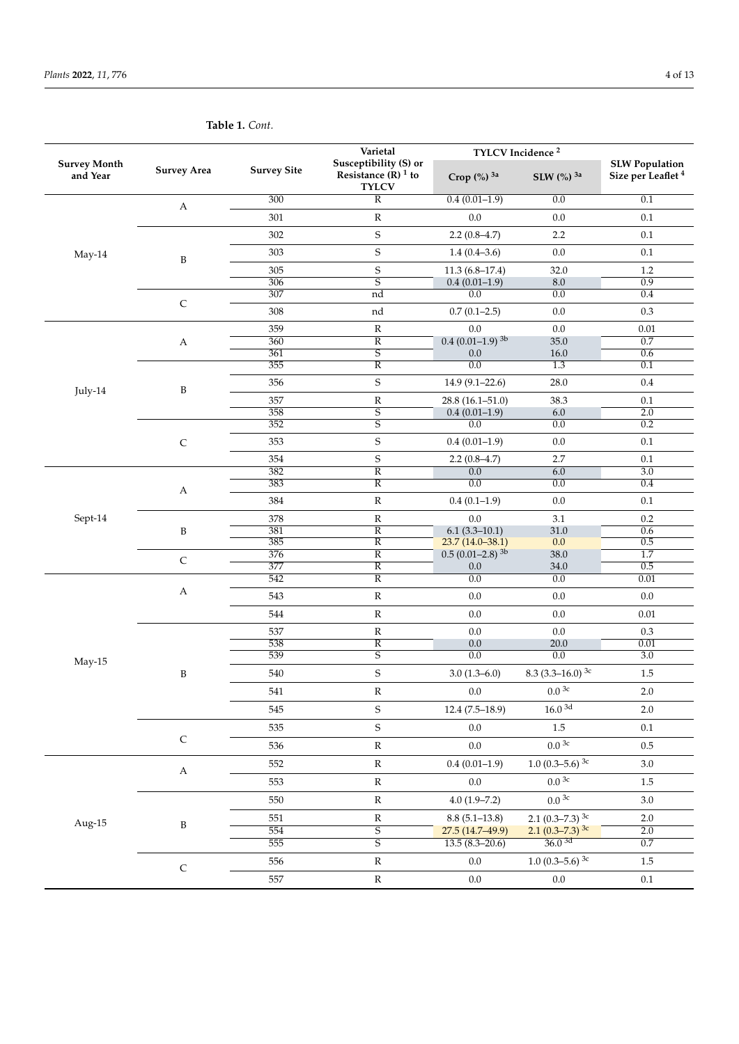**Table 1.** *Cont.*

| Survey Month and Year | Survey Area | Survey Site | Varietal Susceptibility (S) or Resistance (R) [1] to TYLCV | TYLCV Incidence [2] | | SLW Population Size per Leaflet [4] |
|---|---|---|---|---|---|---|
| | | | | Crop (%) [3a] | SLW (%) [3a] | |
| May-14 | A | 300 | R | 0.4 (0.01–1.9) | 0.0 | 0.1 |
| | | 301 | R | 0.0 | 0.0 | 0.1 |
| | B | 302 | S | 2.2 (0.8–4.7) | 2.2 | 0.1 |
| | | 303 | S | 1.4 (0.4–3.6) | 0.0 | 0.1 |
| | | 305 | S | 11.3 (6.8–17.4) | 32.0 | 1.2 |
| | | 306 | S | 0.4 (0.01–1.9) | 8.0 | 0.9 |
| | C | 307 | nd | 0.0 | 0.0 | 0.4 |
| | | 308 | nd | 0.7 (0.1–2.5) | 0.0 | 0.3 |
| July-14 | A | 359 | R | 0.0 | 0.0 | 0.01 |
| | | 360 | R | 0.4 (0.01–1.9) [3b] | 35.0 | 0.7 |
| | | 361 | S | 0.0 | 16.0 | 0.6 |
| | B | 355 | R | 0.0 | 1.3 | 0.1 |
| | | 356 | S | 14.9 (9.1–22.6) | 28.0 | 0.4 |
| | | 357 | R | 28.8 (16.1–51.0) | 38.3 | 0.1 |
| | | 358 | S | 0.4 (0.01–1.9) | 6.0 | 2.0 |
| | C | 352 | S | 0.0 | 0.0 | 0.2 |
| | | 353 | S | 0.4 (0.01–1.9) | 0.0 | 0.1 |
| | | 354 | S | 2.2 (0.8–4.7) | 2.7 | 0.1 |
| Sept-14 | A | 382 | R | 0.0 | 6.0 | 3.0 |
| | | 383 | R | 0.0 | 0.0 | 0.4 |
| | | 384 | R | 0.4 (0.1–1.9) | 0.0 | 0.1 |
| | B | 378 | R | 0.0 | 3.1 | 0.2 |
| | | 381 | R | 6.1 (3.3–10.1) | 31.0 | 0.6 |
| | | 385 | R | 23.7 (14.0–38.1) | 0.0 | 0.5 |
| | C | 376 | R | 0.5 (0.01–2.8) [3b] | 38.0 | 1.7 |
| | | 377 | R | 0.0 | 34.0 | 0.5 |
| May-15 | A | 542 | R | 0.0 | 0.0 | 0.01 |
| | | 543 | R | 0.0 | 0.0 | 0.0 |
| | | 544 | R | 0.0 | 0.0 | 0.01 |
| | B | 537 | R | 0.0 | 0.0 | 0.3 |
| | | 538 | R | 0.0 | 20.0 | 0.01 |
| | | 539 | S | 0.0 | 0.0 | 3.0 |
| | | 540 | S | 3.0 (1.3–6.0) | 8.3 (3.3–16.0) [3c] | 1.5 |
| | | 541 | R | 0.0 | 0.0 [3c] | 2.0 |
| | | 545 | S | 12.4 (7.5–18.9) | 16.0 [3d] | 2.0 |
| | C | 535 | S | 0.0 | 1.5 | 0.1 |
| | | 536 | R | 0.0 | 0.0 [3c] | 0.5 |
| Aug-15 | A | 552 | R | 0.4 (0.01–1.9) | 1.0 (0.3–5.6) [3c] | 3.0 |
| | | 553 | R | 0.0 | 0.0 [3c] | 1.5 |
| | B | 550 | R | 4.0 (1.9–7.2) | 0.0 [3c] | 3.0 |
| | | 551 | R | 8.8 (5.1–13.8) | 2.1 (0.3–7.3) [3c] | 2.0 |
| | | 554 | S | 27.5 (14.7–49.9) | 2.1 (0.3–7.3) [3c] | 2.0 |
| | | 555 | S | 13.5 (8.3–20.6) | 36.0 [3d] | 0.7 |
| | C | 556 | R | 0.0 | 1.0 (0.3–5.6) [3c] | 1.5 |
| | | 557 | R | 0.0 | 0.0 | 0.1 |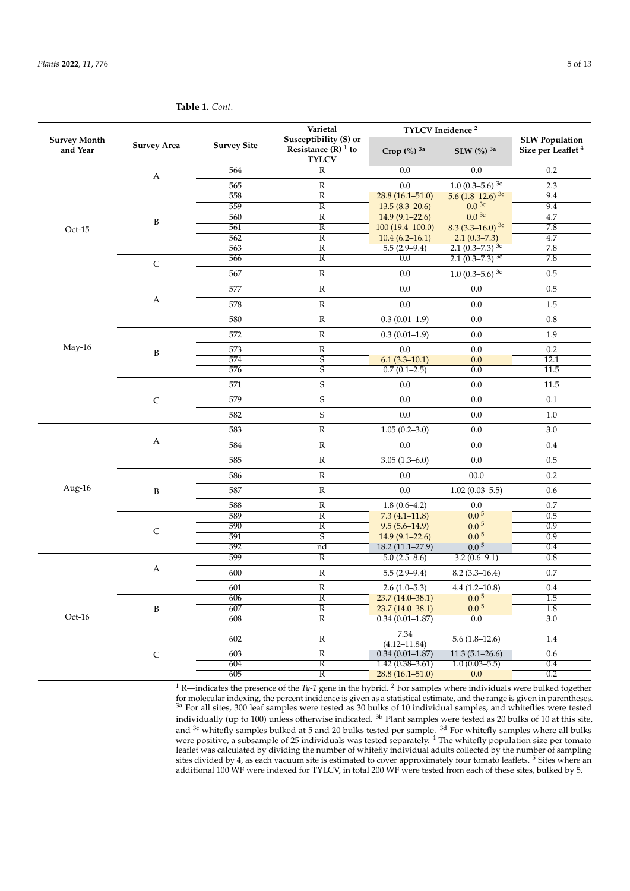**Table 1.** *Cont.*

| Survey Month and Year | Survey Area | Survey Site | Varietal Susceptibility (S) or Resistance (R) [1] to TYLCV | TYLCV Incidence [2] | | SLW Population Size per Leaflet [4] |
|---|---|---|---|---|---|---|
| | | | | Crop (%) [3a] | SLW (%) [3a] | |
| Oct-15 | A | 564 | R | 0.0 | 0.0 | 0.2 |
| | | 565 | R | 0.0 | 1.0 (0.3–5.6) [3c] | 2.3 |
| | B | 558 | R | 28.8 (16.1–51.0) | 5.6 (1.8–12.6) [3c] | 9.4 |
| | | 559 | R | 13.5 (8.3–20.6) | 0.0 [3c] | 9.4 |
| | | 560 | R | 14.9 (9.1–22.6) | 0.0 [3c] | 4.7 |
| | | 561 | R | 100 (19.4–100.0) | 8.3 (3.3–16.0) [3c] | 7.8 |
| | | 562 | R | 10.4 (6.2–16.1) | 2.1 (0.3–7.3) | 4.7 |
| | | 563 | R | 5.5 (2.9–9.4) | 2.1 (0.3–7.3) [3c] | 7.8 |
| | C | 566 | R | 0.0 | 2.1 (0.3–7.3) [3c] | 7.8 |
| | | 567 | R | 0.0 | 1.0 (0.3–5.6) [3c] | 0.5 |
| May-16 | A | 577 | R | 0.0 | 0.0 | 0.5 |
| | | 578 | R | 0.0 | 0.0 | 1.5 |
| | | 580 | R | 0.3 (0.01–1.9) | 0.0 | 0.8 |
| | B | 572 | R | 0.3 (0.01–1.9) | 0.0 | 1.9 |
| | | 573 | R | 0.0 | 0.0 | 0.2 |
| | | 574 | S | 6.1 (3.3–10.1) | 0.0 | 12.1 |
| | | 576 | S | 0.7 (0.1–2.5) | 0.0 | 11.5 |
| | C | 571 | S | 0.0 | 0.0 | 11.5 |
| | | 579 | S | 0.0 | 0.0 | 0.1 |
| | | 582 | S | 0.0 | 0.0 | 1.0 |
| Aug-16 | A | 583 | R | 1.05 (0.2–3.0) | 0.0 | 3.0 |
| | | 584 | R | 0.0 | 0.0 | 0.4 |
| | | 585 | R | 3.05 (1.3–6.0) | 0.0 | 0.5 |
| | B | 586 | R | 0.0 | 00.0 | 0.2 |
| | | 587 | R | 0.0 | 1.02 (0.03–5.5) | 0.6 |
| | | 588 | R | 1.8 (0.6–4.2) | 0.0 | 0.7 |
| | C | 589 | R | 7.3 (4.1–11.8) | 0.0 [5] | 0.5 |
| | | 590 | R | 9.5 (5.6–14.9) | 0.0 [5] | 0.9 |
| | | 591 | S | 14.9 (9.1–22.6) | 0.0 [5] | 0.9 |
| | | 592 | nd | 18.2 (11.1–27.9) | 0.0 [5] | 0.4 |
| Oct-16 | A | 599 | R | 5.0 (2.5–8.6) | 3.2 (0.6–9.1) | 0.8 |
| | | 600 | R | 5.5 (2.9–9.4) | 8.2 (3.3–16.4) | 0.7 |
| | | 601 | R | 2.6 (1.0–5.3) | 4.4 (1.2–10.8) | 0.4 |
| | B | 606 | R | 23.7 (14.0–38.1) | 0.0 [5] | 1.5 |
| | | 607 | R | 23.7 (14.0–38.1) | 0.0 [5] | 1.8 |
| | | 608 | R | 0.34 (0.01–1.87) | 0.0 | 3.0 |
| | C | 602 | R | 7.34 (4.12–11.84) | 5.6 (1.8–12.6) | 1.4 |
| | | 603 | R | 0.34 (0.01–1.87) | 11.3 (5.1–26.6) | 0.6 |
| | | 604 | R | 1.42 (0.38–3.61) | 1.0 (0.03–5.5) | 0.4 |
| | | 605 | R | 28.8 (16.1–51.0) | 0.0 | 0.2 |

[1] R—indicates the presence of the *Ty-1* gene in the hybrid. [2] For samples where individuals were bulked together for molecular indexing, the percent incidence is given as a statistical estimate, and the range is given in parentheses. [3a] For all sites, 300 leaf samples were tested as 30 bulks of 10 individual samples, and whiteflies were tested individually (up to 100) unless otherwise indicated. [3b] Plant samples were tested as 20 bulks of 10 at this site, and [3c] whitefly samples bulked at 5 and 20 bulks tested per sample. [3d] For whitefly samples where all bulks were positive, a subsample of 25 individuals was tested separately. [4] The whitefly population size per tomato leaflet was calculated by dividing the number of whitefly individual adults collected by the number of sampling sites divided by 4, as each vacuum site is estimated to cover approximately four tomato leaflets. [5] Sites where an additional 100 WF were indexed for TYLCV, in total 200 WF were tested from each of these sites, bulked by 5.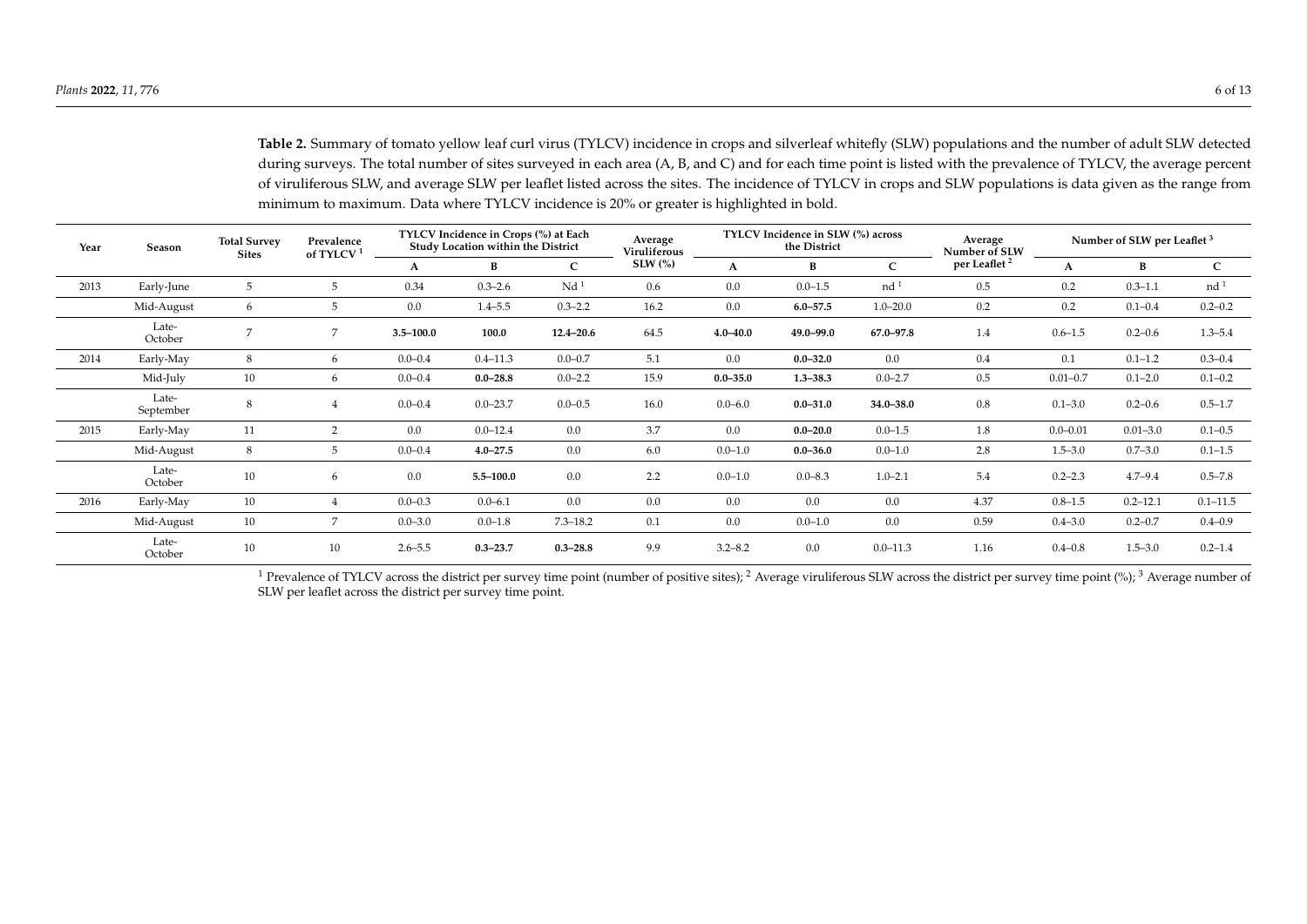**Table 2.** Summary of tomato yellow leaf curl virus (TYLCV) incidence in crops and silverleaf whitefly (SLW) populations and the number of adult SLW detected during surveys. The total number of sites surveyed in each area (A, B, and C) and for each time point is listed with the prevalence of TYLCV, the average percent of viruliferous SLW, and average SLW per leaflet listed across the sites. The incidence of TYLCV in crops and SLW populations is data given as the range from minimum to maximum. Data where TYLCV incidence is 20% or greater is highlighted in bold.

| Year | Season | Total Survey Sites | Prevalence of TYLCV [1] | TYLCV Incidence in Crops (%) at Each Study Location within the District | | | Average Viruliferous SLW (%) | TYLCV Incidence in SLW (%) across the District | | | Average Number of SLW per Leaflet [2] | Number of SLW per Leaflet [3] | | |
|---|---|---|---|---|---|---|---|---|---|---|---|---|---|---|
| | | | | A | B | C | | A | B | C | | A | B | C |
| 2013 | Early-June | 5 | 5 | 0.34 | 0.3–2.6 | Nd [1] | 0.6 | 0.0 | 0.0–1.5 | nd [1] | 0.5 | 0.2 | 0.3–1.1 | nd [1] |
| | Mid-August | 6 | 5 | 0.0 | 1.4–5.5 | 0.3–2.2 | 16.2 | 0.0 | **6.0–57.5** | 1.0–20.0 | 0.2 | 0.2 | 0.1–0.4 | 0.2–0.2 |
| | Late-October | 7 | 7 | **3.5–100.0** | **100.0** | **12.4–20.6** | 64.5 | **4.0–40.0** | **49.0–99.0** | **67.0–97.8** | 1.4 | 0.6–1.5 | 0.2–0.6 | 1.3–5.4 |
| 2014 | Early-May | 8 | 6 | 0.0–0.4 | 0.4–11.3 | 0.0–0.7 | 5.1 | 0.0 | **0.0–32.0** | 0.0 | 0.4 | 0.1 | 0.1–1.2 | 0.3–0.4 |
| | Mid-July | 10 | 6 | 0.0–0.4 | **0.0–28.8** | 0.0–2.2 | 15.9 | **0.0–35.0** | **1.3–38.3** | 0.0–2.7 | 0.5 | 0.01–0.7 | 0.1–2.0 | 0.1–0.2 |
| | Late-September | 8 | 4 | 0.0–0.4 | 0.0–23.7 | 0.0–0.5 | 16.0 | 0.0–6.0 | **0.0–31.0** | **34.0–38.0** | 0.8 | 0.1–3.0 | 0.2–0.6 | 0.5–1.7 |
| 2015 | Early-May | 11 | 2 | 0.0 | 0.0–12.4 | 0.0 | 3.7 | 0.0 | **0.0–20.0** | 0.0–1.5 | 1.8 | 0.0–0.01 | 0.01–3.0 | 0.1–0.5 |
| | Mid-August | 8 | 5 | 0.0–0.4 | **4.0–27.5** | 0.0 | 6.0 | 0.0–1.0 | **0.0–36.0** | 0.0–1.0 | 2.8 | 1.5–3.0 | 0.7–3.0 | 0.1–1.5 |
| | Late-October | 10 | 6 | 0.0 | **5.5–100.0** | 0.0 | 2.2 | 0.0–1.0 | 0.0–8.3 | 1.0–2.1 | 5.4 | 0.2–2.3 | 4.7–9.4 | 0.5–7.8 |
| 2016 | Early-May | 10 | 4 | 0.0–0.3 | 0.0–6.1 | 0.0 | 0.0 | 0.0 | 0.0 | 0.0 | 4.37 | 0.8–1.5 | 0.2–12.1 | 0.1–11.5 |
| | Mid-August | 10 | 7 | 0.0–3.0 | 0.0–1.8 | 7.3–18.2 | 0.1 | 0.0 | 0.0–1.0 | 0.0 | 0.59 | 0.4–3.0 | 0.2–0.7 | 0.4–0.9 |
| | Late-October | 10 | 10 | 2.6–5.5 | **0.3–23.7** | **0.3–28.8** | 9.9 | 3.2–8.2 | 0.0 | 0.0–11.3 | 1.16 | 0.4–0.8 | 1.5–3.0 | 0.2–1.4 |

[1] Prevalence of TYLCV across the district per survey time point (number of positive sites); [2] Average viruliferous SLW across the district per survey time point (%); [3] Average number of SLW per leaflet across the district per survey time point.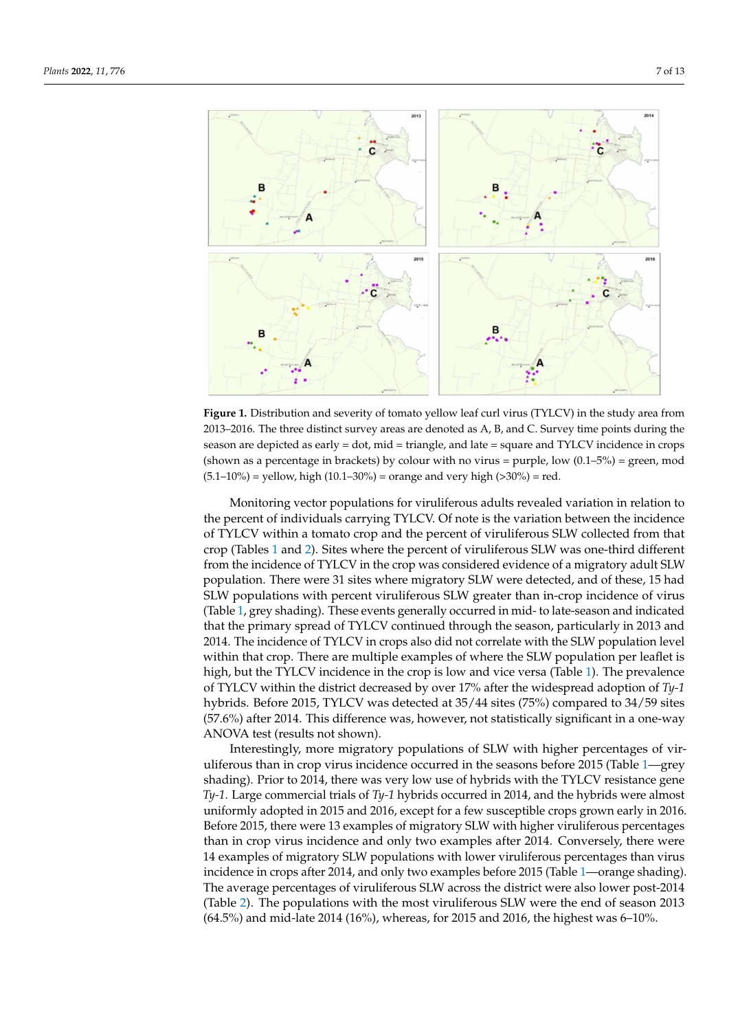**Figure 1.** Distribution and severity of tomato yellow leaf curl virus (TYLCV) in the study area from 2013–2016. The three distinct survey areas are denoted as A, B, and C. Survey time points during the season are depicted as early = dot, mid = triangle, and late = square and TYLCV incidence in crops (shown as a percentage in brackets) by colour with no virus = purple, low (0.1–5%) = green, mod (5.1–10%) = yellow, high (10.1–30%) = orange and very high (>30%) = red.

Monitoring vector populations for viruliferous adults revealed variation in relation to the percent of individuals carrying TYLCV. Of note is the variation between the incidence of TYLCV within a tomato crop and the percent of viruliferous SLW collected from that crop (Tables 1 and 2). Sites where the percent of viruliferous SLW was one-third different from the incidence of TYLCV in the crop was considered evidence of a migratory adult SLW population. There were 31 sites where migratory SLW were detected, and of these, 15 had SLW populations with percent viruliferous SLW greater than in-crop incidence of virus (Table 1, grey shading). These events generally occurred in mid- to late-season and indicated that the primary spread of TYLCV continued through the season, particularly in 2013 and 2014. The incidence of TYLCV in crops also did not correlate with the SLW population level within that crop. There are multiple examples of where the SLW population per leaflet is high, but the TYLCV incidence in the crop is low and vice versa (Table 1). The prevalence of TYLCV within the district decreased by over 17% after the widespread adoption of *Ty-1* hybrids. Before 2015, TYLCV was detected at 35/44 sites (75%) compared to 34/59 sites (57.6%) after 2014. This difference was, however, not statistically significant in a one-way ANOVA test (results not shown).

Interestingly, more migratory populations of SLW with higher percentages of viruliferous than in crop virus incidence occurred in the seasons before 2015 (Table 1—grey shading). Prior to 2014, there was very low use of hybrids with the TYLCV resistance gene *Ty-1*. Large commercial trials of *Ty-1* hybrids occurred in 2014, and the hybrids were almost uniformly adopted in 2015 and 2016, except for a few susceptible crops grown early in 2016. Before 2015, there were 13 examples of migratory SLW with higher viruliferous percentages than in crop virus incidence and only two examples after 2014. Conversely, there were 14 examples of migratory SLW populations with lower viruliferous percentages than virus incidence in crops after 2014, and only two examples before 2015 (Table 1—orange shading). The average percentages of viruliferous SLW across the district were also lower post-2014 (Table 2). The populations with the most viruliferous SLW were the end of season 2013 (64.5%) and mid-late 2014 (16%), whereas, for 2015 and 2016, the highest was 6–10%.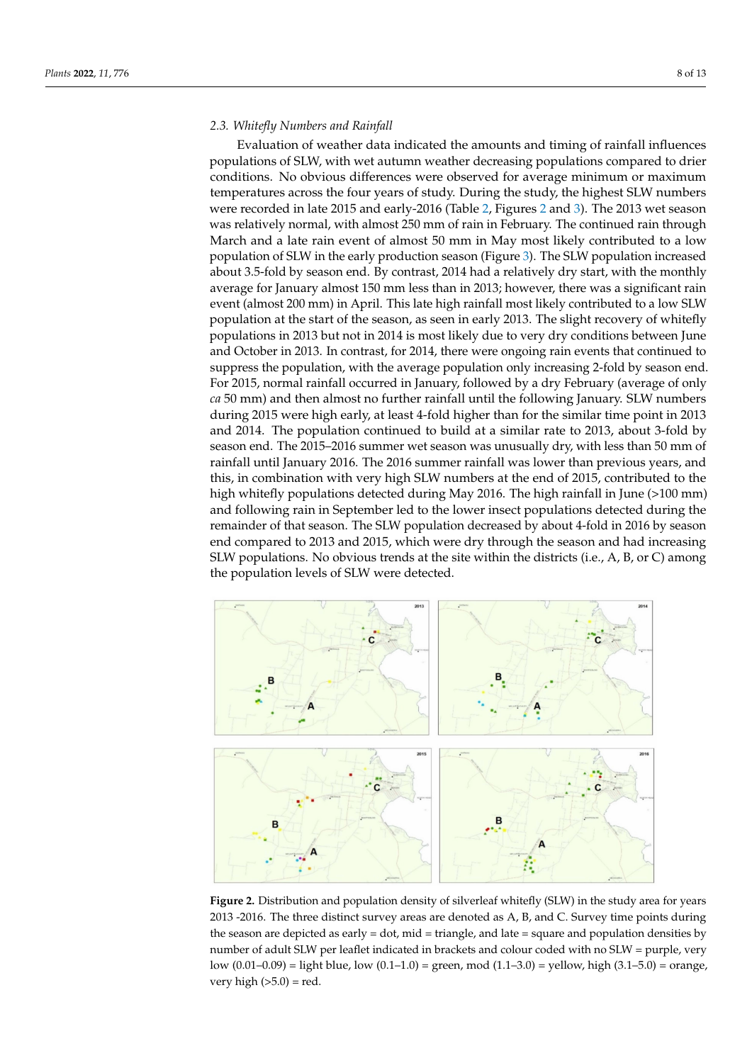### 2.3. Whitefly Numbers and Rainfall

Evaluation of weather data indicated the amounts and timing of rainfall influences populations of SLW, with wet autumn weather decreasing populations compared to drier conditions. No obvious differences were observed for average minimum or maximum temperatures across the four years of study. During the study, the highest SLW numbers were recorded in late 2015 and early-2016 (Table 2, Figures 2 and 3). The 2013 wet season was relatively normal, with almost 250 mm of rain in February. The continued rain through March and a late rain event of almost 50 mm in May most likely contributed to a low population of SLW in the early production season (Figure 3). The SLW population increased about 3.5-fold by season end. By contrast, 2014 had a relatively dry start, with the monthly average for January almost 150 mm less than in 2013; however, there was a significant rain event (almost 200 mm) in April. This late high rainfall most likely contributed to a low SLW population at the start of the season, as seen in early 2013. The slight recovery of whitefly populations in 2013 but not in 2014 is most likely due to very dry conditions between June and October in 2013. In contrast, for 2014, there were ongoing rain events that continued to suppress the population, with the average population only increasing 2-fold by season end. For 2015, normal rainfall occurred in January, followed by a dry February (average of only *ca* 50 mm) and then almost no further rainfall until the following January. SLW numbers during 2015 were high early, at least 4-fold higher than for the similar time point in 2013 and 2014. The population continued to build at a similar rate to 2013, about 3-fold by season end. The 2015–2016 summer wet season was unusually dry, with less than 50 mm of rainfall until January 2016. The 2016 summer rainfall was lower than previous years, and this, in combination with very high SLW numbers at the end of 2015, contributed to the high whitefly populations detected during May 2016. The high rainfall in June (>100 mm) and following rain in September led to the lower insect populations detected during the remainder of that season. The SLW population decreased by about 4-fold in 2016 by season end compared to 2013 and 2015, which were dry through the season and had increasing SLW populations. No obvious trends at the site within the districts (i.e., A, B, or C) among the population levels of SLW were detected.

**Figure 2.** Distribution and population density of silverleaf whitefly (SLW) in the study area for years 2013 -2016. The three distinct survey areas are denoted as A, B, and C. Survey time points during the season are depicted as early = dot, mid = triangle, and late = square and population densities by number of adult SLW per leaflet indicated in brackets and colour coded with no SLW = purple, very low (0.01–0.09) = light blue, low (0.1–1.0) = green, mod (1.1–3.0) = yellow, high (3.1–5.0) = orange, very high (>5.0) = red.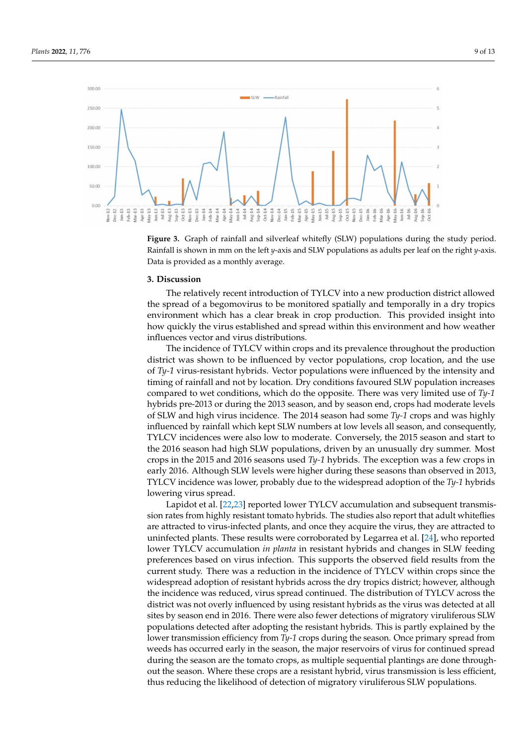Figure 3. Graph of rainfall and silverleaf whitefly (SLW) populations during the study period. Rainfall is shown in mm on the left *y*-axis and SLW populations as adults per leaf on the right *y*-axis. Data is provided as a monthly average.

## 3. Discussion

The relatively recent introduction of TYLCV into a new production district allowed the spread of a begomovirus to be monitored spatially and temporally in a dry tropics environment which has a clear break in crop production. This provided insight into how quickly the virus established and spread within this environment and how weather influences vector and virus distributions.

The incidence of TYLCV within crops and its prevalence throughout the production district was shown to be influenced by vector populations, crop location, and the use of *Ty-1* virus-resistant hybrids. Vector populations were influenced by the intensity and timing of rainfall and not by location. Dry conditions favoured SLW population increases compared to wet conditions, which do the opposite. There was very limited use of *Ty-1* hybrids pre-2013 or during the 2013 season, and by season end, crops had moderate levels of SLW and high virus incidence. The 2014 season had some *Ty-1* crops and was highly influenced by rainfall which kept SLW numbers at low levels all season, and consequently, TYLCV incidences were also low to moderate. Conversely, the 2015 season and start to the 2016 season had high SLW populations, driven by an unusually dry summer. Most crops in the 2015 and 2016 seasons used *Ty-1* hybrids. The exception was a few crops in early 2016. Although SLW levels were higher during these seasons than observed in 2013, TYLCV incidence was lower, probably due to the widespread adoption of the *Ty-1* hybrids lowering virus spread.

Lapidot et al. [22,23] reported lower TYLCV accumulation and subsequent transmission rates from highly resistant tomato hybrids. The studies also report that adult whiteflies are attracted to virus-infected plants, and once they acquire the virus, they are attracted to uninfected plants. These results were corroborated by Legarrea et al. [24], who reported lower TYLCV accumulation *in planta* in resistant hybrids and changes in SLW feeding preferences based on virus infection. This supports the observed field results from the current study. There was a reduction in the incidence of TYLCV within crops since the widespread adoption of resistant hybrids across the dry tropics district; however, although the incidence was reduced, virus spread continued. The distribution of TYLCV across the district was not overly influenced by using resistant hybrids as the virus was detected at all sites by season end in 2016. There were also fewer detections of migratory viruliferous SLW populations detected after adopting the resistant hybrids. This is partly explained by the lower transmission efficiency from *Ty-1* crops during the season. Once primary spread from weeds has occurred early in the season, the major reservoirs of virus for continued spread during the season are the tomato crops, as multiple sequential plantings are done throughout the season. Where these crops are a resistant hybrid, virus transmission is less efficient, thus reducing the likelihood of detection of migratory viruliferous SLW populations.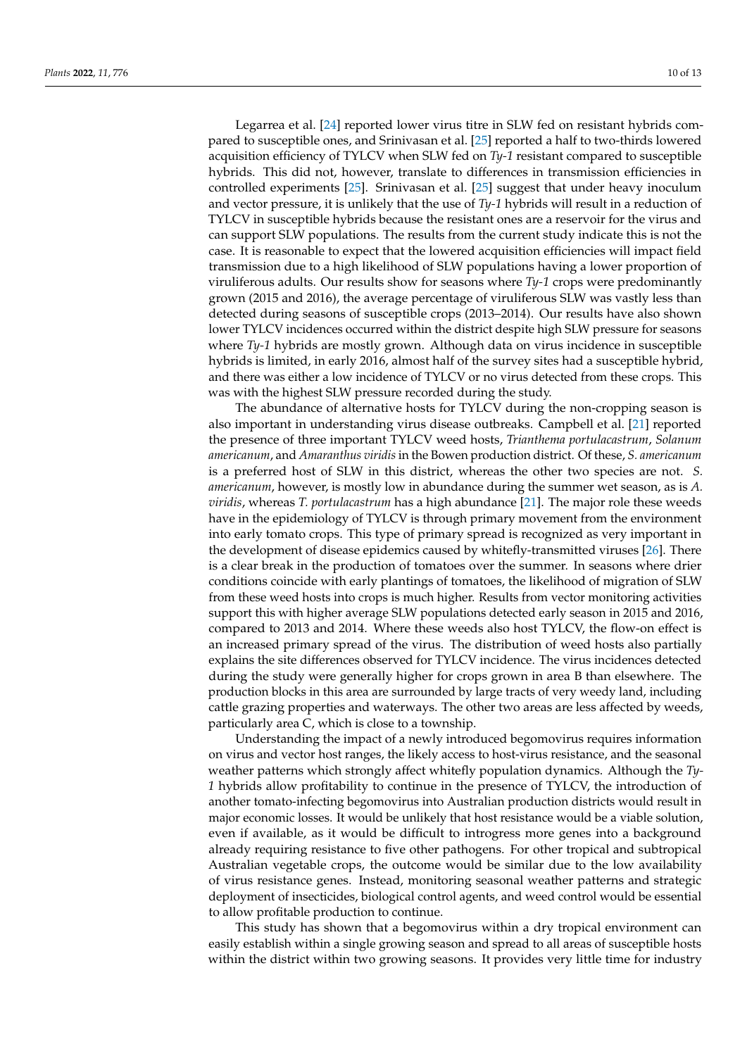Legarrea et al. [24] reported lower virus titre in SLW fed on resistant hybrids compared to susceptible ones, and Srinivasan et al. [25] reported a half to two-thirds lowered acquisition efficiency of TYLCV when SLW fed on *Ty-1* resistant compared to susceptible hybrids. This did not, however, translate to differences in transmission efficiencies in controlled experiments [25]. Srinivasan et al. [25] suggest that under heavy inoculum and vector pressure, it is unlikely that the use of *Ty-1* hybrids will result in a reduction of TYLCV in susceptible hybrids because the resistant ones are a reservoir for the virus and can support SLW populations. The results from the current study indicate this is not the case. It is reasonable to expect that the lowered acquisition efficiencies will impact field transmission due to a high likelihood of SLW populations having a lower proportion of viruliferous adults. Our results show for seasons where *Ty-1* crops were predominantly grown (2015 and 2016), the average percentage of viruliferous SLW was vastly less than detected during seasons of susceptible crops (2013–2014). Our results have also shown lower TYLCV incidences occurred within the district despite high SLW pressure for seasons where *Ty-1* hybrids are mostly grown. Although data on virus incidence in susceptible hybrids is limited, in early 2016, almost half of the survey sites had a susceptible hybrid, and there was either a low incidence of TYLCV or no virus detected from these crops. This was with the highest SLW pressure recorded during the study.

The abundance of alternative hosts for TYLCV during the non-cropping season is also important in understanding virus disease outbreaks. Campbell et al. [21] reported the presence of three important TYLCV weed hosts, *Trianthema portulacastrum*, *Solanum americanum*, and *Amaranthus viridis* in the Bowen production district. Of these, *S. americanum* is a preferred host of SLW in this district, whereas the other two species are not. *S. americanum*, however, is mostly low in abundance during the summer wet season, as is *A. viridis*, whereas *T. portulacastrum* has a high abundance [21]. The major role these weeds have in the epidemiology of TYLCV is through primary movement from the environment into early tomato crops. This type of primary spread is recognized as very important in the development of disease epidemics caused by whitefly-transmitted viruses [26]. There is a clear break in the production of tomatoes over the summer. In seasons where drier conditions coincide with early plantings of tomatoes, the likelihood of migration of SLW from these weed hosts into crops is much higher. Results from vector monitoring activities support this with higher average SLW populations detected early season in 2015 and 2016, compared to 2013 and 2014. Where these weeds also host TYLCV, the flow-on effect is an increased primary spread of the virus. The distribution of weed hosts also partially explains the site differences observed for TYLCV incidence. The virus incidences detected during the study were generally higher for crops grown in area B than elsewhere. The production blocks in this area are surrounded by large tracts of very weedy land, including cattle grazing properties and waterways. The other two areas are less affected by weeds, particularly area C, which is close to a township.

Understanding the impact of a newly introduced begomovirus requires information on virus and vector host ranges, the likely access to host-virus resistance, and the seasonal weather patterns which strongly affect whitefly population dynamics. Although the *Ty-1* hybrids allow profitability to continue in the presence of TYLCV, the introduction of another tomato-infecting begomovirus into Australian production districts would result in major economic losses. It would be unlikely that host resistance would be a viable solution, even if available, as it would be difficult to introgress more genes into a background already requiring resistance to five other pathogens. For other tropical and subtropical Australian vegetable crops, the outcome would be similar due to the low availability of virus resistance genes. Instead, monitoring seasonal weather patterns and strategic deployment of insecticides, biological control agents, and weed control would be essential to allow profitable production to continue.

This study has shown that a begomovirus within a dry tropical environment can easily establish within a single growing season and spread to all areas of susceptible hosts within the district within two growing seasons. It provides very little time for industry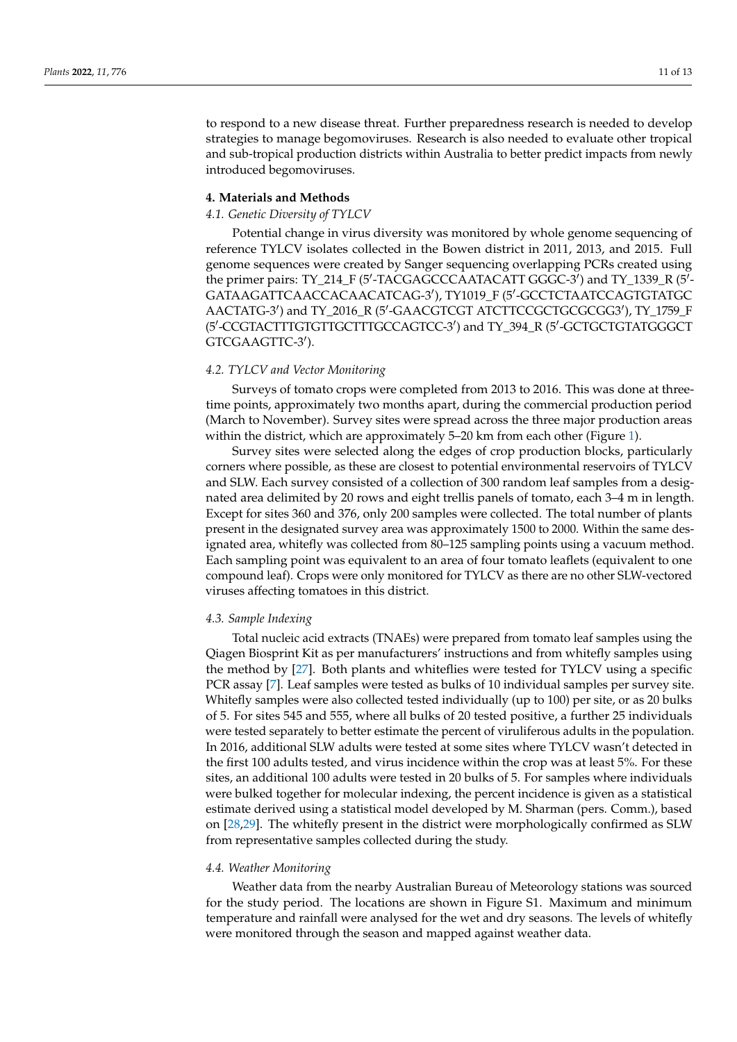to respond to a new disease threat. Further preparedness research is needed to develop strategies to manage begomoviruses. Research is also needed to evaluate other tropical and sub-tropical production districts within Australia to better predict impacts from newly introduced begomoviruses.

## 4. Materials and Methods

### *4.1. Genetic Diversity of TYLCV*

Potential change in virus diversity was monitored by whole genome sequencing of reference TYLCV isolates collected in the Bowen district in 2011, 2013, and 2015. Full genome sequences were created by Sanger sequencing overlapping PCRs created using the primer pairs: TY_214_F (5′-TACGAGCCCAATACATT GGGC-3′) and TY_1339_R (5′-GATAAGATTCAACCACAACATCAG-3′), TY1019_F (5′-GCCTCTAATCCAGTGTATGC AACTATG-3′) and TY_2016_R (5′-GAACGTCGT ATCTTCCGCTGCGCGG3′), TY_1759_F (5′-CCGTACTTTGTGTTGCTTTGCCAGTCC-3′) and TY_394_R (5′-GCTGCTGTATGGGCT GTCGAAGTTC-3′).

### *4.2. TYLCV and Vector Monitoring*

Surveys of tomato crops were completed from 2013 to 2016. This was done at three-time points, approximately two months apart, during the commercial production period (March to November). Survey sites were spread across the three major production areas within the district, which are approximately 5–20 km from each other (Figure 1).

Survey sites were selected along the edges of crop production blocks, particularly corners where possible, as these are closest to potential environmental reservoirs of TYLCV and SLW. Each survey consisted of a collection of 300 random leaf samples from a designated area delimited by 20 rows and eight trellis panels of tomato, each 3–4 m in length. Except for sites 360 and 376, only 200 samples were collected. The total number of plants present in the designated survey area was approximately 1500 to 2000. Within the same designated area, whitefly was collected from 80–125 sampling points using a vacuum method. Each sampling point was equivalent to an area of four tomato leaflets (equivalent to one compound leaf). Crops were only monitored for TYLCV as there are no other SLW-vectored viruses affecting tomatoes in this district.

### *4.3. Sample Indexing*

Total nucleic acid extracts (TNAEs) were prepared from tomato leaf samples using the Qiagen Biosprint Kit as per manufacturers' instructions and from whitefly samples using the method by [27]. Both plants and whiteflies were tested for TYLCV using a specific PCR assay [7]. Leaf samples were tested as bulks of 10 individual samples per survey site. Whitefly samples were also collected tested individually (up to 100) per site, or as 20 bulks of 5. For sites 545 and 555, where all bulks of 20 tested positive, a further 25 individuals were tested separately to better estimate the percent of viruliferous adults in the population. In 2016, additional SLW adults were tested at some sites where TYLCV wasn't detected in the first 100 adults tested, and virus incidence within the crop was at least 5%. For these sites, an additional 100 adults were tested in 20 bulks of 5. For samples where individuals were bulked together for molecular indexing, the percent incidence is given as a statistical estimate derived using a statistical model developed by M. Sharman (pers. Comm.), based on [28,29]. The whitefly present in the district were morphologically confirmed as SLW from representative samples collected during the study.

### *4.4. Weather Monitoring*

Weather data from the nearby Australian Bureau of Meteorology stations was sourced for the study period. The locations are shown in Figure S1. Maximum and minimum temperature and rainfall were analysed for the wet and dry seasons. The levels of whitefly were monitored through the season and mapped against weather data.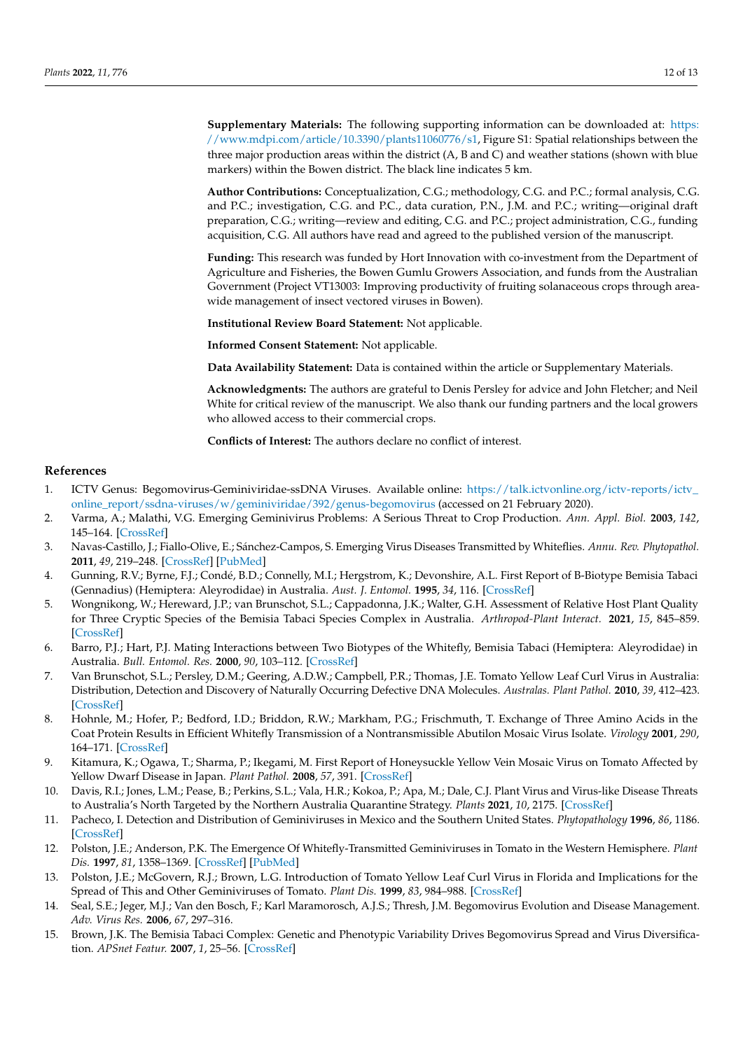**Supplementary Materials:** The following supporting information can be downloaded at: https://www.mdpi.com/article/10.3390/plants11060776/s1, Figure S1: Spatial relationships between the three major production areas within the district (A, B and C) and weather stations (shown with blue markers) within the Bowen district. The black line indicates 5 km.

**Author Contributions:** Conceptualization, C.G.; methodology, C.G. and P.C.; formal analysis, C.G. and P.C.; investigation, C.G. and P.C., data curation, P.N., J.M. and P.C.; writing—original draft preparation, C.G.; writing—review and editing, C.G. and P.C.; project administration, C.G., funding acquisition, C.G. All authors have read and agreed to the published version of the manuscript.

**Funding:** This research was funded by Hort Innovation with co-investment from the Department of Agriculture and Fisheries, the Bowen Gumlu Growers Association, and funds from the Australian Government (Project VT13003: Improving productivity of fruiting solanaceous crops through area-wide management of insect vectored viruses in Bowen).

**Institutional Review Board Statement:** Not applicable.

**Informed Consent Statement:** Not applicable.

**Data Availability Statement:** Data is contained within the article or Supplementary Materials.

**Acknowledgments:** The authors are grateful to Denis Persley for advice and John Fletcher; and Neil White for critical review of the manuscript. We also thank our funding partners and the local growers who allowed access to their commercial crops.

**Conflicts of Interest:** The authors declare no conflict of interest.

## References

1. ICTV Genus: Begomovirus-Geminiviridae-ssDNA Viruses. Available online: https://talk.ictvonline.org/ictv-reports/ictv_online_report/ssdna-viruses/w/geminiviridae/392/genus-begomovirus (accessed on 21 February 2020).
2. Varma, A.; Malathi, V.G. Emerging Geminivirus Problems: A Serious Threat to Crop Production. *Ann. Appl. Biol.* **2003**, *142*, 145–164. [CrossRef]
3. Navas-Castillo, J.; Fiallo-Olive, E.; Sánchez-Campos, S. Emerging Virus Diseases Transmitted by Whiteflies. *Annu. Rev. Phytopathol.* **2011**, *49*, 219–248. [CrossRef] [PubMed]
4. Gunning, R.V.; Byrne, F.J.; Condé, B.D.; Connelly, M.I.; Hergstrom, K.; Devonshire, A.L. First Report of B-Biotype Bemisia Tabaci (Gennadius) (Hemiptera: Aleyrodidae) in Australia. *Aust. J. Entomol.* **1995**, *34*, 116. [CrossRef]
5. Wongnikong, W.; Hereward, J.P.; van Brunschot, S.L.; Cappadonna, J.K.; Walter, G.H. Assessment of Relative Host Plant Quality for Three Cryptic Species of the Bemisia Tabaci Species Complex in Australia. *Arthropod-Plant Interact.* **2021**, *15*, 845–859. [CrossRef]
6. Barro, P.J.; Hart, P.J. Mating Interactions between Two Biotypes of the Whitefly, Bemisia Tabaci (Hemiptera: Aleyrodidae) in Australia. *Bull. Entomol. Res.* **2000**, *90*, 103–112. [CrossRef]
7. Van Brunschot, S.L.; Persley, D.M.; Geering, A.D.W.; Campbell, P.R.; Thomas, J.E. Tomato Yellow Leaf Curl Virus in Australia: Distribution, Detection and Discovery of Naturally Occurring Defective DNA Molecules. *Australas. Plant Pathol.* **2010**, *39*, 412–423. [CrossRef]
8. Hohnle, M.; Hofer, P.; Bedford, I.D.; Briddon, R.W.; Markham, P.G.; Frischmuth, T. Exchange of Three Amino Acids in the Coat Protein Results in Efficient Whitefly Transmission of a Nontransmissible Abutilon Mosaic Virus Isolate. *Virology* **2001**, *290*, 164–171. [CrossRef]
9. Kitamura, K.; Ogawa, T.; Sharma, P.; Ikegami, M. First Report of Honeysuckle Yellow Vein Mosaic Virus on Tomato Affected by Yellow Dwarf Disease in Japan. *Plant Pathol.* **2008**, *57*, 391. [CrossRef]
10. Davis, R.I.; Jones, L.M.; Pease, B.; Perkins, S.L.; Vala, H.R.; Kokoa, P.; Apa, M.; Dale, C.J. Plant Virus and Virus-like Disease Threats to Australia's North Targeted by the Northern Australia Quarantine Strategy. *Plants* **2021**, *10*, 2175. [CrossRef]
11. Pacheco, I. Detection and Distribution of Geminiviruses in Mexico and the Southern United States. *Phytopathology* **1996**, *86*, 1186. [CrossRef]
12. Polston, J.E.; Anderson, P.K. The Emergence Of Whitefly-Transmitted Geminiviruses in Tomato in the Western Hemisphere. *Plant Dis.* **1997**, *81*, 1358–1369. [CrossRef] [PubMed]
13. Polston, J.E.; McGovern, R.J.; Brown, L.G. Introduction of Tomato Yellow Leaf Curl Virus in Florida and Implications for the Spread of This and Other Geminiviruses of Tomato. *Plant Dis.* **1999**, *83*, 984–988. [CrossRef]
14. Seal, S.E.; Jeger, M.J.; Van den Bosch, F.; Karl Maramorosch, A.J.S.; Thresh, J.M. Begomovirus Evolution and Disease Management. *Adv. Virus Res.* **2006**, *67*, 297–316.
15. Brown, J.K. The Bemisia Tabaci Complex: Genetic and Phenotypic Variability Drives Begomovirus Spread and Virus Diversification. *APSnet Featur.* **2007**, *1*, 25–56. [CrossRef]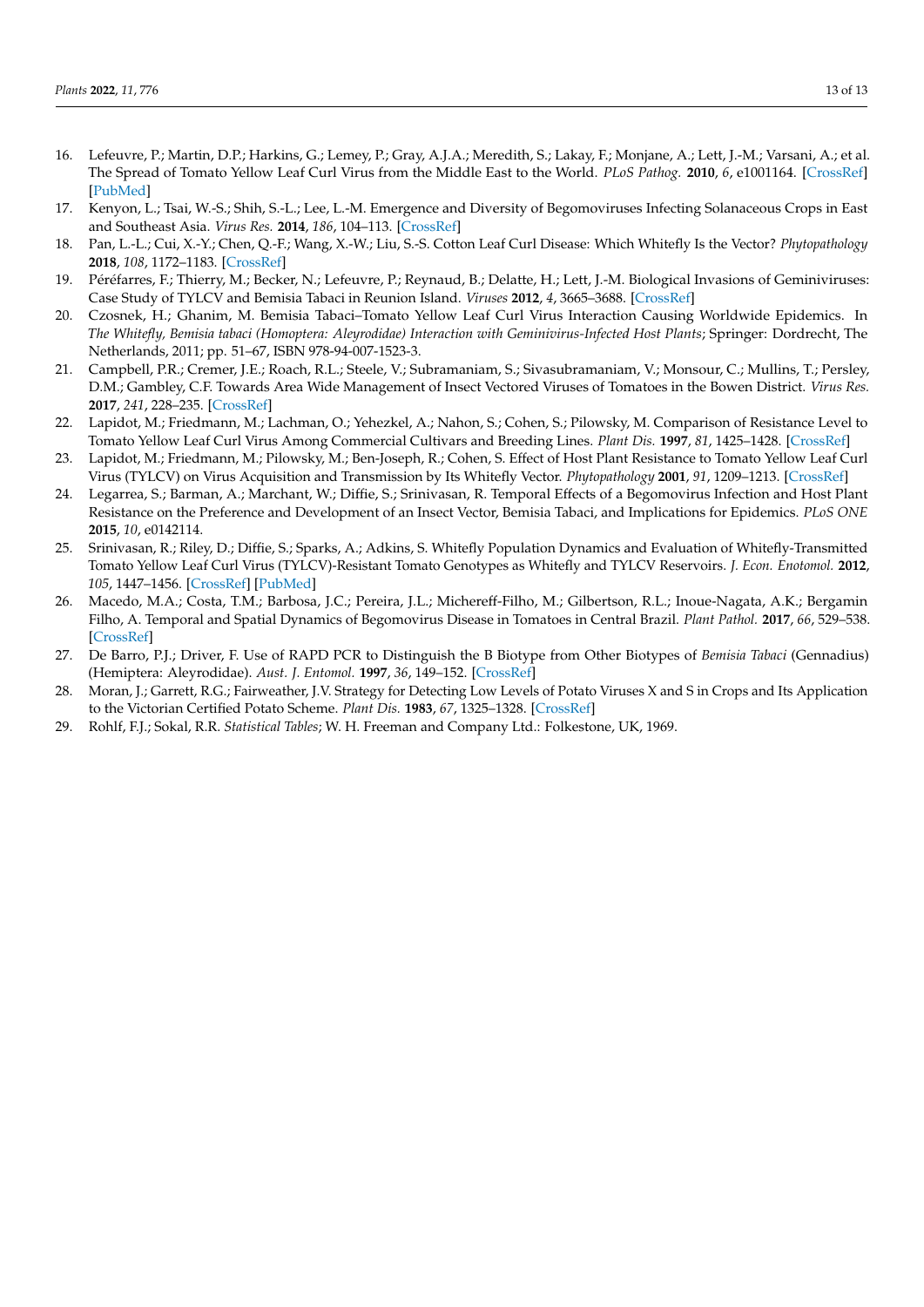16. Lefeuvre, P.; Martin, D.P.; Harkins, G.; Lemey, P.; Gray, A.J.A.; Meredith, S.; Lakay, F.; Monjane, A.; Lett, J.-M.; Varsani, A.; et al. The Spread of Tomato Yellow Leaf Curl Virus from the Middle East to the World. *PLoS Pathog.* **2010**, *6*, e1001164. [CrossRef] [PubMed]
17. Kenyon, L.; Tsai, W.-S.; Shih, S.-L.; Lee, L.-M. Emergence and Diversity of Begomoviruses Infecting Solanaceous Crops in East and Southeast Asia. *Virus Res.* **2014**, *186*, 104–113. [CrossRef]
18. Pan, L.-L.; Cui, X.-Y.; Chen, Q.-F.; Wang, X.-W.; Liu, S.-S. Cotton Leaf Curl Disease: Which Whitefly Is the Vector? *Phytopathology* **2018**, *108*, 1172–1183. [CrossRef]
19. Péréfarres, F.; Thierry, M.; Becker, N.; Lefeuvre, P.; Reynaud, B.; Delatte, H.; Lett, J.-M. Biological Invasions of Geminiviruses: Case Study of TYLCV and Bemisia Tabaci in Reunion Island. *Viruses* **2012**, *4*, 3665–3688. [CrossRef]
20. Czosnek, H.; Ghanim, M. Bemisia Tabaci–Tomato Yellow Leaf Curl Virus Interaction Causing Worldwide Epidemics. In *The Whitefly, Bemisia tabaci (Homoptera: Aleyrodidae) Interaction with Geminivirus-Infected Host Plants*; Springer: Dordrecht, The Netherlands, 2011; pp. 51–67, ISBN 978-94-007-1523-3.
21. Campbell, P.R.; Cremer, J.E.; Roach, R.L.; Steele, V.; Subramaniam, S.; Sivasubramaniam, V.; Monsour, C.; Mullins, T.; Persley, D.M.; Gambley, C.F. Towards Area Wide Management of Insect Vectored Viruses of Tomatoes in the Bowen District. *Virus Res.* **2017**, *241*, 228–235. [CrossRef]
22. Lapidot, M.; Friedmann, M.; Lachman, O.; Yehezkel, A.; Nahon, S.; Cohen, S.; Pilowsky, M. Comparison of Resistance Level to Tomato Yellow Leaf Curl Virus Among Commercial Cultivars and Breeding Lines. *Plant Dis.* **1997**, *81*, 1425–1428. [CrossRef]
23. Lapidot, M.; Friedmann, M.; Pilowsky, M.; Ben-Joseph, R.; Cohen, S. Effect of Host Plant Resistance to Tomato Yellow Leaf Curl Virus (TYLCV) on Virus Acquisition and Transmission by Its Whitefly Vector. *Phytopathology* **2001**, *91*, 1209–1213. [CrossRef]
24. Legarrea, S.; Barman, A.; Marchant, W.; Diffie, S.; Srinivasan, R. Temporal Effects of a Begomovirus Infection and Host Plant Resistance on the Preference and Development of an Insect Vector, Bemisia Tabaci, and Implications for Epidemics. *PLoS ONE* **2015**, *10*, e0142114.
25. Srinivasan, R.; Riley, D.; Diffie, S.; Sparks, A.; Adkins, S. Whitefly Population Dynamics and Evaluation of Whitefly-Transmitted Tomato Yellow Leaf Curl Virus (TYLCV)-Resistant Tomato Genotypes as Whitefly and TYLCV Reservoirs. *J. Econ. Enotomol.* **2012**, *105*, 1447–1456. [CrossRef] [PubMed]
26. Macedo, M.A.; Costa, T.M.; Barbosa, J.C.; Pereira, J.L.; Michereff-Filho, M.; Gilbertson, R.L.; Inoue-Nagata, A.K.; Bergamin Filho, A. Temporal and Spatial Dynamics of Begomovirus Disease in Tomatoes in Central Brazil. *Plant Pathol.* **2017**, *66*, 529–538. [CrossRef]
27. De Barro, P.J.; Driver, F. Use of RAPD PCR to Distinguish the B Biotype from Other Biotypes of *Bemisia Tabaci* (Gennadius) (Hemiptera: Aleyrodidae). *Aust. J. Entomol.* **1997**, *36*, 149–152. [CrossRef]
28. Moran, J.; Garrett, R.G.; Fairweather, J.V. Strategy for Detecting Low Levels of Potato Viruses X and S in Crops and Its Application to the Victorian Certified Potato Scheme. *Plant Dis.* **1983**, *67*, 1325–1328. [CrossRef]
29. Rohlf, F.J.; Sokal, R.R. *Statistical Tables*; W. H. Freeman and Company Ltd.: Folkestone, UK, 1969.